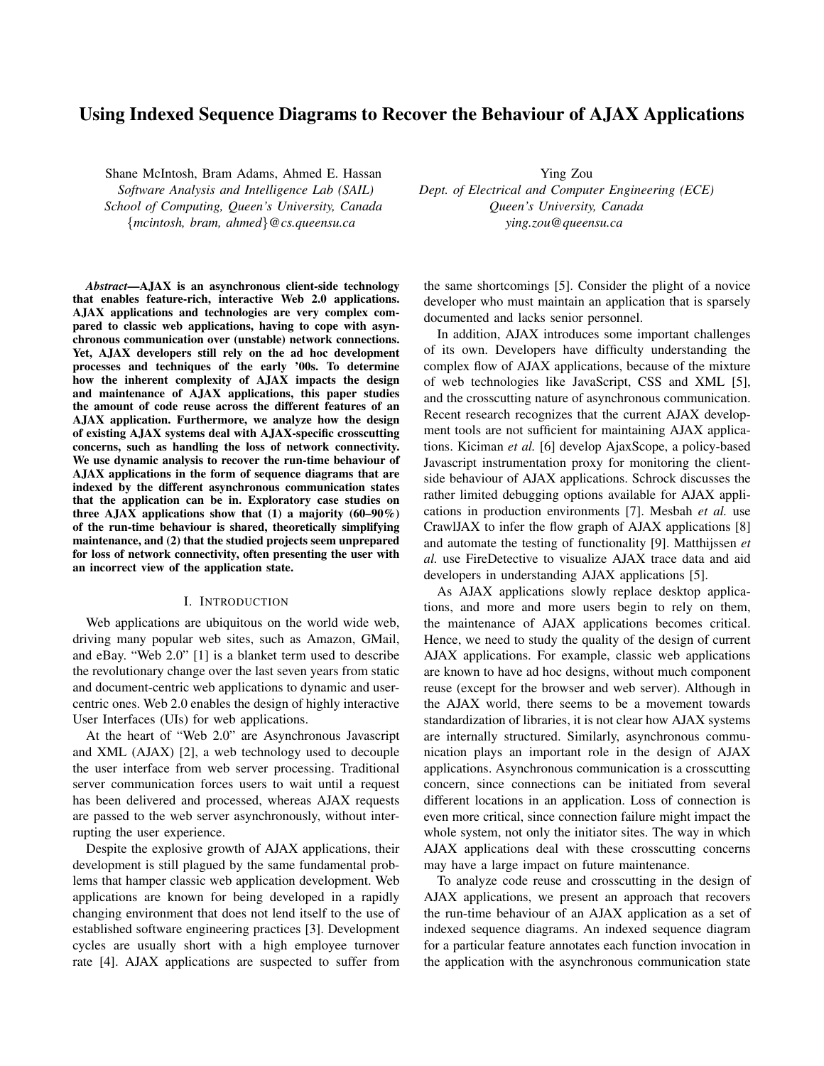# Using Indexed Sequence Diagrams to Recover the Behaviour of AJAX Applications

Shane McIntosh, Bram Adams, Ahmed E. Hassan
*Software Analysis and Intelligence Lab (SAIL)*
*School of Computing, Queen's University, Canada*
{*mcintosh, bram, ahmed*}*@cs.queensu.ca*

Ying Zou
*Dept. of Electrical and Computer Engineering (ECE)*
*Queen's University, Canada*
*ying.zou@queensu.ca*

***Abstract*—AJAX is an asynchronous client-side technology that enables feature-rich, interactive Web 2.0 applications. AJAX applications and technologies are very complex compared to classic web applications, having to cope with asynchronous communication over (unstable) network connections. Yet, AJAX developers still rely on the ad hoc development processes and techniques of the early '00s. To determine how the inherent complexity of AJAX impacts the design and maintenance of AJAX applications, this paper studies the amount of code reuse across the different features of an AJAX application. Furthermore, we analyze how the design of existing AJAX systems deal with AJAX-specific crosscutting concerns, such as handling the loss of network connectivity. We use dynamic analysis to recover the run-time behaviour of AJAX applications in the form of sequence diagrams that are indexed by the different asynchronous communication states that the application can be in. Exploratory case studies on three AJAX applications show that (1) a majority (60–90%) of the run-time behaviour is shared, theoretically simplifying maintenance, and (2) that the studied projects seem unprepared for loss of network connectivity, often presenting the user with an incorrect view of the application state.**

## I. Introduction

Web applications are ubiquitous on the world wide web, driving many popular web sites, such as Amazon, GMail, and eBay. "Web 2.0" [1] is a blanket term used to describe the revolutionary change over the last seven years from static and document-centric web applications to dynamic and user-centric ones. Web 2.0 enables the design of highly interactive User Interfaces (UIs) for web applications.

At the heart of "Web 2.0" are Asynchronous Javascript and XML (AJAX) [2], a web technology used to decouple the user interface from web server processing. Traditional server communication forces users to wait until a request has been delivered and processed, whereas AJAX requests are passed to the web server asynchronously, without interrupting the user experience.

Despite the explosive growth of AJAX applications, their development is still plagued by the same fundamental problems that hamper classic web application development. Web applications are known for being developed in a rapidly changing environment that does not lend itself to the use of established software engineering practices [3]. Development cycles are usually short with a high employee turnover rate [4]. AJAX applications are suspected to suffer from the same shortcomings [5]. Consider the plight of a novice developer who must maintain an application that is sparsely documented and lacks senior personnel.

In addition, AJAX introduces some important challenges of its own. Developers have difficulty understanding the complex flow of AJAX applications, because of the mixture of web technologies like JavaScript, CSS and XML [5], and the crosscutting nature of asynchronous communication. Recent research recognizes that the current AJAX development tools are not sufficient for maintaining AJAX applications. Kiciman *et al.* [6] develop AjaxScope, a policy-based Javascript instrumentation proxy for monitoring the client-side behaviour of AJAX applications. Schrock discusses the rather limited debugging options available for AJAX applications in production environments [7]. Mesbah *et al.* use CrawlJAX to infer the flow graph of AJAX applications [8] and automate the testing of functionality [9]. Matthijssen *et al.* use FireDetective to visualize AJAX trace data and aid developers in understanding AJAX applications [5].

As AJAX applications slowly replace desktop applications, and more and more users begin to rely on them, the maintenance of AJAX applications becomes critical. Hence, we need to study the quality of the design of current AJAX applications. For example, classic web applications are known to have ad hoc designs, without much component reuse (except for the browser and web server). Although in the AJAX world, there seems to be a movement towards standardization of libraries, it is not clear how AJAX systems are internally structured. Similarly, asynchronous communication plays an important role in the design of AJAX applications. Asynchronous communication is a crosscutting concern, since connections can be initiated from several different locations in an application. Loss of connection is even more critical, since connection failure might impact the whole system, not only the initiator sites. The way in which AJAX applications deal with these crosscutting concerns may have a large impact on future maintenance.

To analyze code reuse and crosscutting in the design of AJAX applications, we present an approach that recovers the run-time behaviour of an AJAX application as a set of indexed sequence diagrams. An indexed sequence diagram for a particular feature annotates each function invocation in the application with the asynchronous communication state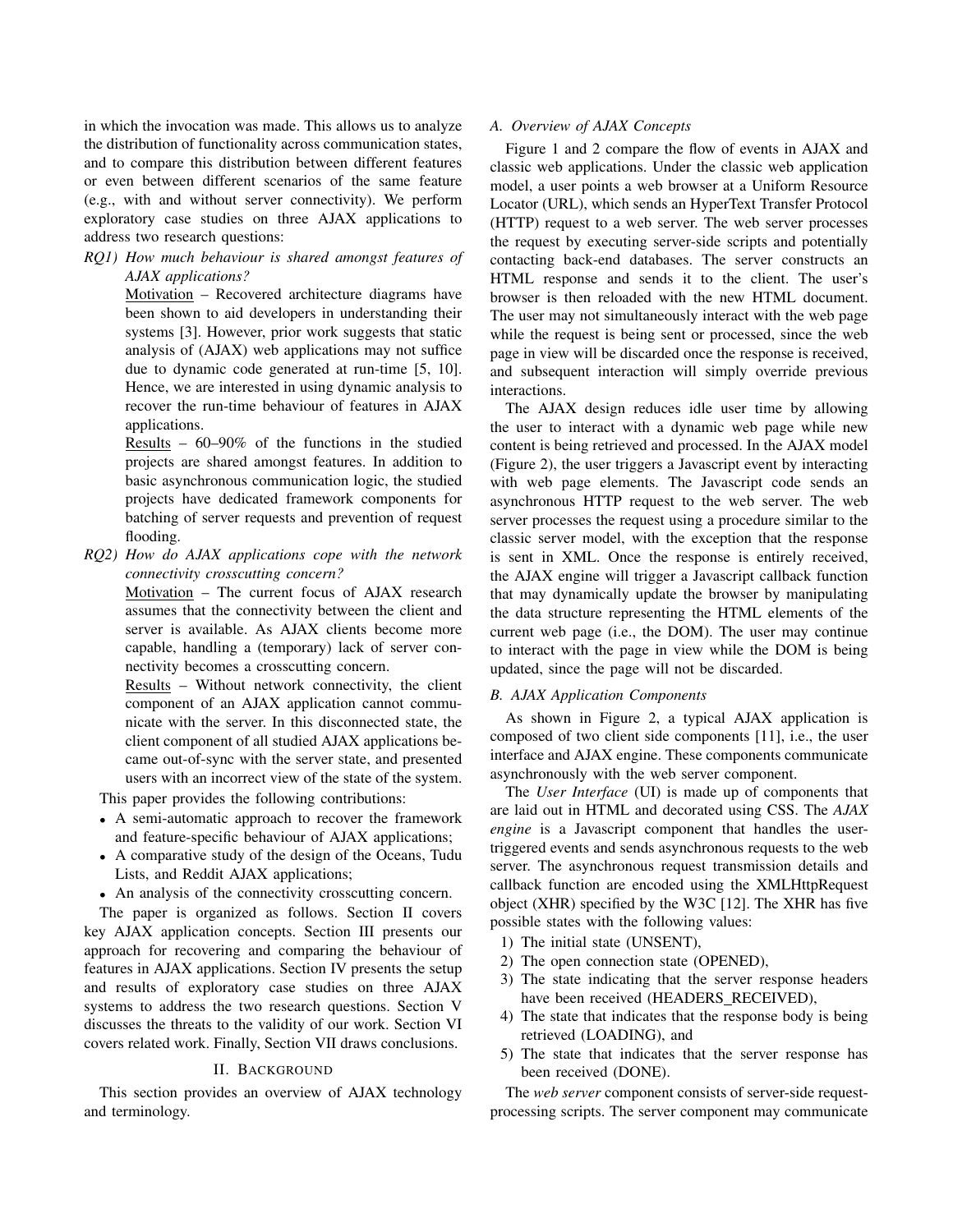in which the invocation was made. This allows us to analyze the distribution of functionality across communication states, and to compare this distribution between different features or even between different scenarios of the same feature (e.g., with and without server connectivity). We perform exploratory case studies on three AJAX applications to address two research questions:

*RQ1) How much behaviour is shared amongst features of AJAX applications?*

Motivation – Recovered architecture diagrams have been shown to aid developers in understanding their systems [3]. However, prior work suggests that static analysis of (AJAX) web applications may not suffice due to dynamic code generated at run-time [5, 10]. Hence, we are interested in using dynamic analysis to recover the run-time behaviour of features in AJAX applications.

Results – 60–90% of the functions in the studied projects are shared amongst features. In addition to basic asynchronous communication logic, the studied projects have dedicated framework components for batching of server requests and prevention of request flooding.

*RQ2) How do AJAX applications cope with the network connectivity crosscutting concern?*

Motivation – The current focus of AJAX research assumes that the connectivity between the client and server is available. As AJAX clients become more capable, handling a (temporary) lack of server connectivity becomes a crosscutting concern.

Results – Without network connectivity, the client component of an AJAX application cannot communicate with the server. In this disconnected state, the client component of all studied AJAX applications became out-of-sync with the server state, and presented users with an incorrect view of the state of the system.

This paper provides the following contributions:

- A semi-automatic approach to recover the framework and feature-specific behaviour of AJAX applications;
- A comparative study of the design of the Oceans, Tudu Lists, and Reddit AJAX applications;
- An analysis of the connectivity crosscutting concern.

The paper is organized as follows. Section II covers key AJAX application concepts. Section III presents our approach for recovering and comparing the behaviour of features in AJAX applications. Section IV presents the setup and results of exploratory case studies on three AJAX systems to address the two research questions. Section V discusses the threats to the validity of our work. Section VI covers related work. Finally, Section VII draws conclusions.

## II. Background

This section provides an overview of AJAX technology and terminology.

### A. Overview of AJAX Concepts

Figure 1 and 2 compare the flow of events in AJAX and classic web applications. Under the classic web application model, a user points a web browser at a Uniform Resource Locator (URL), which sends an HyperText Transfer Protocol (HTTP) request to a web server. The web server processes the request by executing server-side scripts and potentially contacting back-end databases. The server constructs an HTML response and sends it to the client. The user's browser is then reloaded with the new HTML document. The user may not simultaneously interact with the web page while the request is being sent or processed, since the web page in view will be discarded once the response is received, and subsequent interaction will simply override previous interactions.

The AJAX design reduces idle user time by allowing the user to interact with a dynamic web page while new content is being retrieved and processed. In the AJAX model (Figure 2), the user triggers a Javascript event by interacting with web page elements. The Javascript code sends an asynchronous HTTP request to the web server. The web server processes the request using a procedure similar to the classic server model, with the exception that the response is sent in XML. Once the response is entirely received, the AJAX engine will trigger a Javascript callback function that may dynamically update the browser by manipulating the data structure representing the HTML elements of the current web page (i.e., the DOM). The user may continue to interact with the page in view while the DOM is being updated, since the page will not be discarded.

### B. AJAX Application Components

As shown in Figure 2, a typical AJAX application is composed of two client side components [11], i.e., the user interface and AJAX engine. These components communicate asynchronously with the web server component.

The *User Interface* (UI) is made up of components that are laid out in HTML and decorated using CSS. The *AJAX engine* is a Javascript component that handles the user-triggered events and sends asynchronous requests to the web server. The asynchronous request transmission details and callback function are encoded using the XMLHttpRequest object (XHR) specified by the W3C [12]. The XHR has five possible states with the following values:

1) The initial state (UNSENT),
2) The open connection state (OPENED),
3) The state indicating that the server response headers have been received (HEADERS_RECEIVED),
4) The state that indicates that the response body is being retrieved (LOADING), and
5) The state that indicates that the server response has been received (DONE).

The *web server* component consists of server-side request-processing scripts. The server component may communicate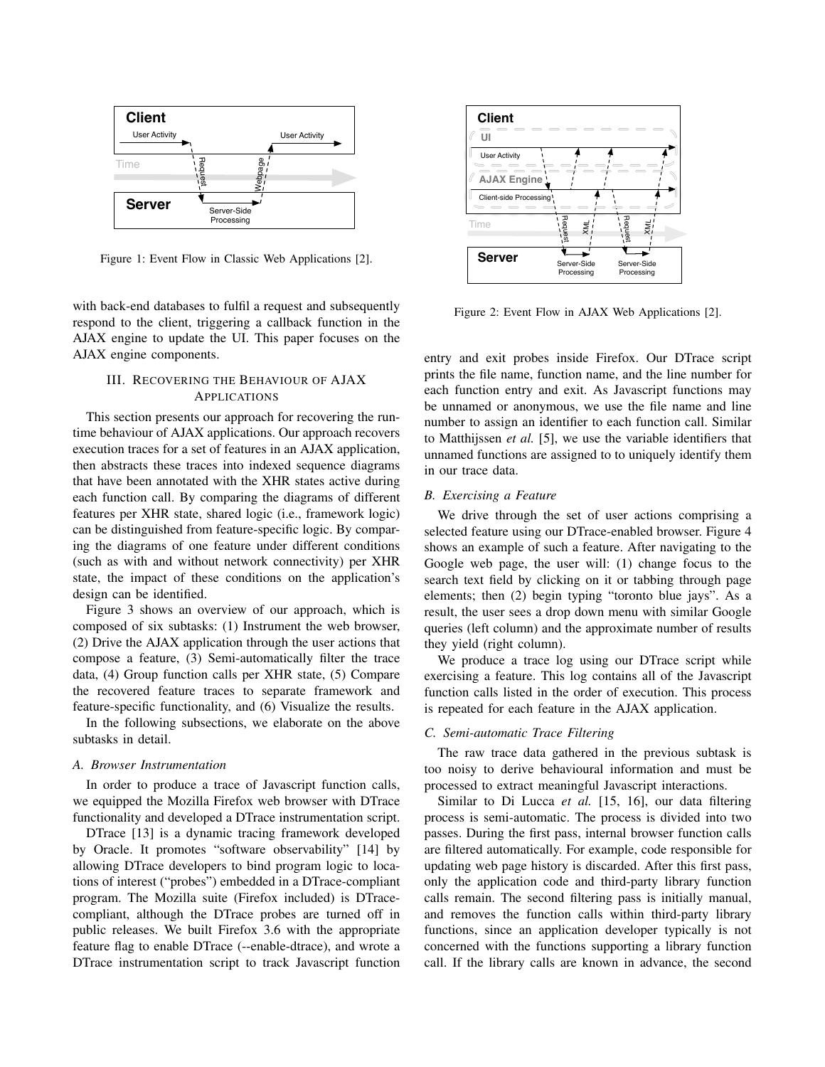Figure 1: Event Flow in Classic Web Applications [2].

Figure 2: Event Flow in AJAX Web Applications [2].

with back-end databases to fulfil a request and subsequently respond to the client, triggering a callback function in the AJAX engine to update the UI. This paper focuses on the AJAX engine components.

## III. Recovering the Behaviour of AJAX Applications

This section presents our approach for recovering the run-time behaviour of AJAX applications. Our approach recovers execution traces for a set of features in an AJAX application, then abstracts these traces into indexed sequence diagrams that have been annotated with the XHR states active during each function call. By comparing the diagrams of different features per XHR state, shared logic (i.e., framework logic) can be distinguished from feature-specific logic. By comparing the diagrams of one feature under different conditions (such as with and without network connectivity) per XHR state, the impact of these conditions on the application's design can be identified.

Figure 3 shows an overview of our approach, which is composed of six subtasks: (1) Instrument the web browser, (2) Drive the AJAX application through the user actions that compose a feature, (3) Semi-automatically filter the trace data, (4) Group function calls per XHR state, (5) Compare the recovered feature traces to separate framework and feature-specific functionality, and (6) Visualize the results.

In the following subsections, we elaborate on the above subtasks in detail.

### A. Browser Instrumentation

In order to produce a trace of Javascript function calls, we equipped the Mozilla Firefox web browser with DTrace functionality and developed a DTrace instrumentation script.

DTrace [13] is a dynamic tracing framework developed by Oracle. It promotes "software observability" [14] by allowing DTrace developers to bind program logic to locations of interest ("probes") embedded in a DTrace-compliant program. The Mozilla suite (Firefox included) is DTrace-compliant, although the DTrace probes are turned off in public releases. We built Firefox 3.6 with the appropriate feature flag to enable DTrace (--enable-dtrace), and wrote a DTrace instrumentation script to track Javascript function entry and exit probes inside Firefox. Our DTrace script prints the file name, function name, and the line number for each function entry and exit. As Javascript functions may be unnamed or anonymous, we use the file name and line number to assign an identifier to each function call. Similar to Matthijssen *et al.* [5], we use the variable identifiers that unnamed functions are assigned to to uniquely identify them in our trace data.

### B. Exercising a Feature

We drive through the set of user actions comprising a selected feature using our DTrace-enabled browser. Figure 4 shows an example of such a feature. After navigating to the Google web page, the user will: (1) change focus to the search text field by clicking on it or tabbing through page elements; then (2) begin typing "toronto blue jays". As a result, the user sees a drop down menu with similar Google queries (left column) and the approximate number of results they yield (right column).

We produce a trace log using our DTrace script while exercising a feature. This log contains all of the Javascript function calls listed in the order of execution. This process is repeated for each feature in the AJAX application.

### C. Semi-automatic Trace Filtering

The raw trace data gathered in the previous subtask is too noisy to derive behavioural information and must be processed to extract meaningful Javascript interactions.

Similar to Di Lucca *et al.* [15, 16], our data filtering process is semi-automatic. The process is divided into two passes. During the first pass, internal browser function calls are filtered automatically. For example, code responsible for updating web page history is discarded. After this first pass, only the application code and third-party library function calls remain. The second filtering pass is initially manual, and removes the function calls within third-party library functions, since an application developer typically is not concerned with the functions supporting a library function call. If the library calls are known in advance, the second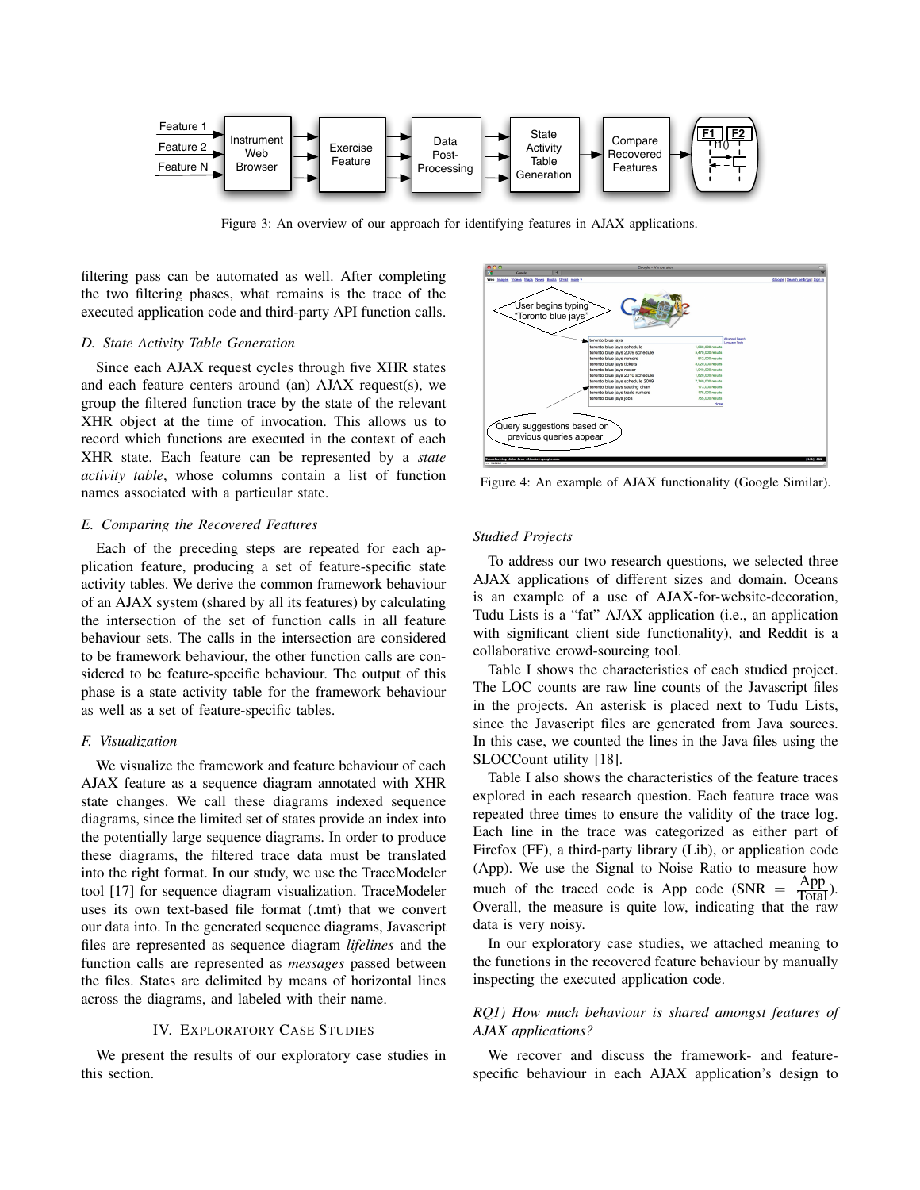Feature 1
Feature 2
Feature N
Instrument Web Browser
Exercise Feature
Data Post-Processing
State Activity Table Generation
Compare Recovered Features
F1
F2

Figure 3: An overview of our approach for identifying features in AJAX applications.

filtering pass can be automated as well. After completing the two filtering phases, what remains is the trace of the executed application code and third-party API function calls.

### *D. State Activity Table Generation*

Since each AJAX request cycles through five XHR states and each feature centers around (an) AJAX request(s), we group the filtered function trace by the state of the relevant XHR object at the time of invocation. This allows us to record which functions are executed in the context of each XHR state. Each feature can be represented by a *state activity table*, whose columns contain a list of function names associated with a particular state.

### *E. Comparing the Recovered Features*

Each of the preceding steps are repeated for each application feature, producing a set of feature-specific state activity tables. We derive the common framework behaviour of an AJAX system (shared by all its features) by calculating the intersection of the set of function calls in all feature behaviour sets. The calls in the intersection are considered to be framework behaviour, the other function calls are considered to be feature-specific behaviour. The output of this phase is a state activity table for the framework behaviour as well as a set of feature-specific tables.

### *F. Visualization*

We visualize the framework and feature behaviour of each AJAX feature as a sequence diagram annotated with XHR state changes. We call these diagrams indexed sequence diagrams, since the limited set of states provide an index into the potentially large sequence diagrams. In order to produce these diagrams, the filtered trace data must be translated into the right format. In our study, we use the TraceModeler tool [17] for sequence diagram visualization. TraceModeler uses its own text-based file format (.tmt) that we convert our data into. In the generated sequence diagrams, Javascript files are represented as sequence diagram *lifelines* and the function calls are represented as *messages* passed between the files. States are delimited by means of horizontal lines across the diagrams, and labeled with their name.

## IV. Exploratory Case Studies

We present the results of our exploratory case studies in this section.

User begins typing "Toronto blue jays"

Query suggestions based on previous queries appear

Figure 4: An example of AJAX functionality (Google Similar).

### *Studied Projects*

To address our two research questions, we selected three AJAX applications of different sizes and domain. Oceans is an example of a use of AJAX-for-website-decoration, Tudu Lists is a "fat" AJAX application (i.e., an application with significant client side functionality), and Reddit is a collaborative crowd-sourcing tool.

Table I shows the characteristics of each studied project. The LOC counts are raw line counts of the Javascript files in the projects. An asterisk is placed next to Tudu Lists, since the Javascript files are generated from Java sources. In this case, we counted the lines in the Java files using the SLOCCount utility [18].

Table I also shows the characteristics of the feature traces explored in each research question. Each feature trace was repeated three times to ensure the validity of the trace log. Each line in the trace was categorized as either part of Firefox (FF), a third-party library (Lib), or application code (App). We use the Signal to Noise Ratio to measure how much of the traced code is App code (SNR $= \frac{\text{App}}{\text{Total}}$). Overall, the measure is quite low, indicating that the raw data is very noisy.

In our exploratory case studies, we attached meaning to the functions in the recovered feature behaviour by manually inspecting the executed application code.

### *RQ1) How much behaviour is shared amongst features of AJAX applications?*

We recover and discuss the framework- and feature-specific behaviour in each AJAX application's design to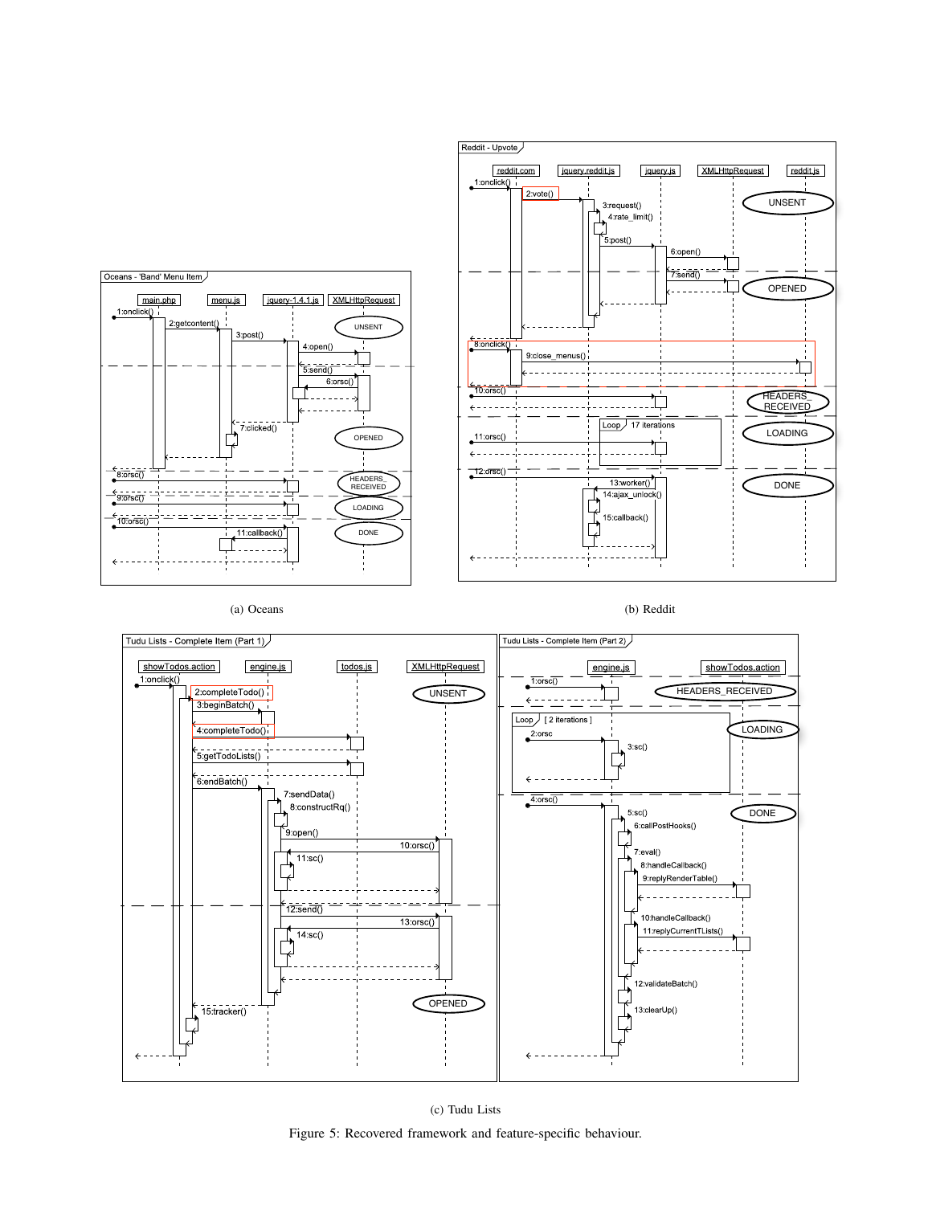(a) Oceans

(b) Reddit

(c) Tudu Lists

Figure 5: Recovered framework and feature-specific behaviour.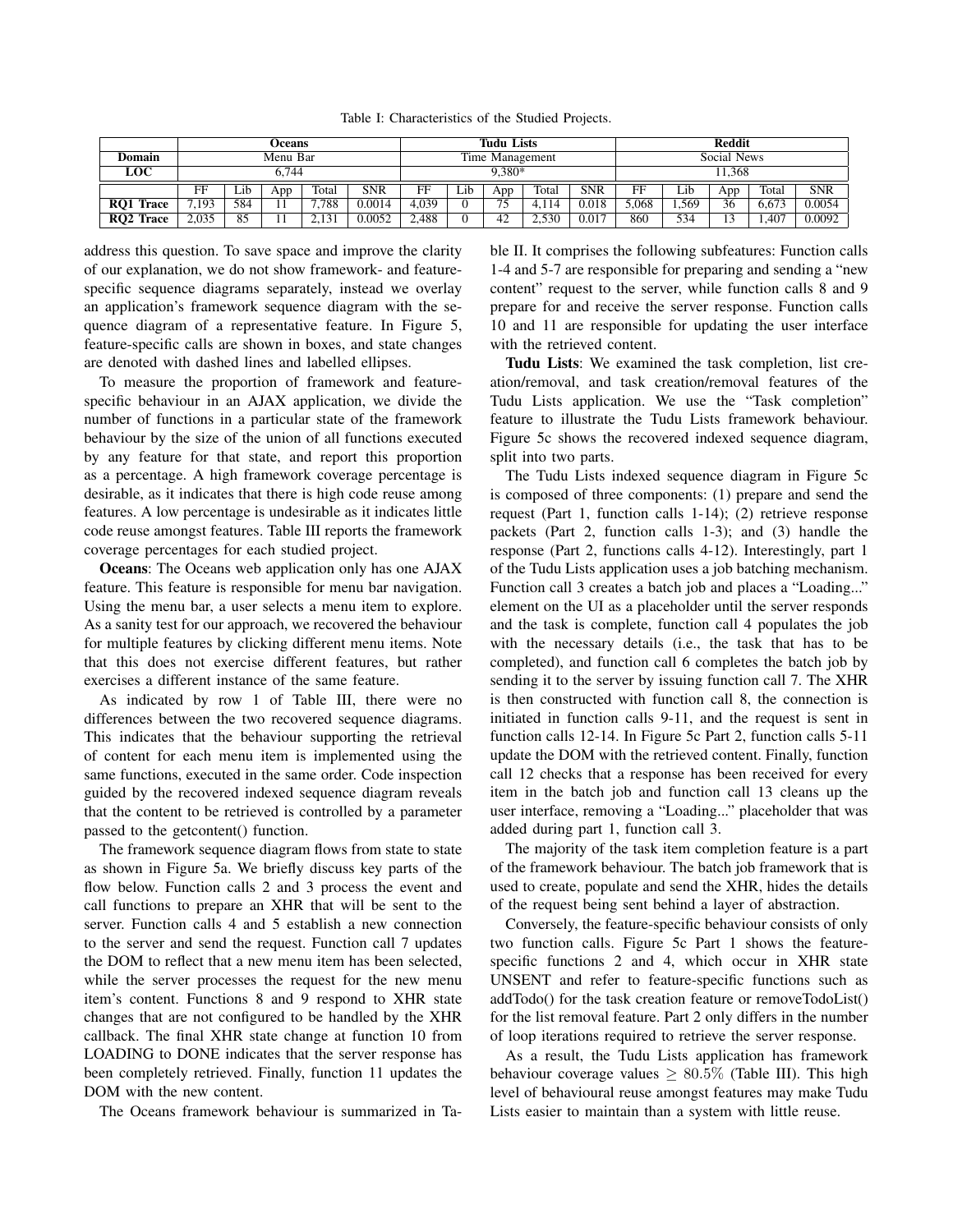Table I: Characteristics of the Studied Projects.

| | Oceans | | | | | Tudu Lists | | | | | Reddit | | | | |
|---|---|---|---|---|---|---|---|---|---|---|---|---|---|---|---|
| **Domain** | Menu Bar | | | | | Time Management | | | | | Social News | | | | |
| **LOC** | 6,744 | | | | | 9,380* | | | | | 11,368 | | | | |
| | FF | Lib | App | Total | SNR | FF | Lib | App | Total | SNR | FF | Lib | App | Total | SNR |
| **RQ1 Trace** | 7,193 | 584 | 11 | 7,788 | 0.0014 | 4,039 | 0 | 75 | 4,114 | 0.018 | 5,068 | 1,569 | 36 | 6,673 | 0.0054 |
| **RQ2 Trace** | 2,035 | 85 | 11 | 2,131 | 0.0052 | 2,488 | 0 | 42 | 2,530 | 0.017 | 860 | 534 | 13 | 1,407 | 0.0092 |

address this question. To save space and improve the clarity of our explanation, we do not show framework- and feature-specific sequence diagrams separately, instead we overlay an application's framework sequence diagram with the sequence diagram of a representative feature. In Figure 5, feature-specific calls are shown in boxes, and state changes are denoted with dashed lines and labelled ellipses.

To measure the proportion of framework and feature-specific behaviour in an AJAX application, we divide the number of functions in a particular state of the framework behaviour by the size of the union of all functions executed by any feature for that state, and report this proportion as a percentage. A high framework coverage percentage is desirable, as it indicates that there is high code reuse among features. A low percentage is undesirable as it indicates little code reuse amongst features. Table III reports the framework coverage percentages for each studied project.

**Oceans**: The Oceans web application only has one AJAX feature. This feature is responsible for menu bar navigation. Using the menu bar, a user selects a menu item to explore. As a sanity test for our approach, we recovered the behaviour for multiple features by clicking different menu items. Note that this does not exercise different features, but rather exercises a different instance of the same feature.

As indicated by row 1 of Table III, there were no differences between the two recovered sequence diagrams. This indicates that the behaviour supporting the retrieval of content for each menu item is implemented using the same functions, executed in the same order. Code inspection guided by the recovered indexed sequence diagram reveals that the content to be retrieved is controlled by a parameter passed to the getcontent() function.

The framework sequence diagram flows from state to state as shown in Figure 5a. We briefly discuss key parts of the flow below. Function calls 2 and 3 process the event and call functions to prepare an XHR that will be sent to the server. Function calls 4 and 5 establish a new connection to the server and send the request. Function call 7 updates the DOM to reflect that a new menu item has been selected, while the server processes the request for the new menu item's content. Functions 8 and 9 respond to XHR state changes that are not configured to be handled by the XHR callback. The final XHR state change at function 10 from LOADING to DONE indicates that the server response has been completely retrieved. Finally, function 11 updates the DOM with the new content.

The Oceans framework behaviour is summarized in Table II. It comprises the following subfeatures: Function calls 1-4 and 5-7 are responsible for preparing and sending a "new content" request to the server, while function calls 8 and 9 prepare for and receive the server response. Function calls 10 and 11 are responsible for updating the user interface with the retrieved content.

**Tudu Lists**: We examined the task completion, list creation/removal, and task creation/removal features of the Tudu Lists application. We use the "Task completion" feature to illustrate the Tudu Lists framework behaviour. Figure 5c shows the recovered indexed sequence diagram, split into two parts.

The Tudu Lists indexed sequence diagram in Figure 5c is composed of three components: (1) prepare and send the request (Part 1, function calls 1-14); (2) retrieve response packets (Part 2, function calls 1-3); and (3) handle the response (Part 2, functions calls 4-12). Interestingly, part 1 of the Tudu Lists application uses a job batching mechanism. Function call 3 creates a batch job and places a "Loading..." element on the UI as a placeholder until the server responds and the task is complete, function call 4 populates the job with the necessary details (i.e., the task that has to be completed), and function call 6 completes the batch job by sending it to the server by issuing function call 7. The XHR is then constructed with function call 8, the connection is initiated in function calls 9-11, and the request is sent in function calls 12-14. In Figure 5c Part 2, function calls 5-11 update the DOM with the retrieved content. Finally, function call 12 checks that a response has been received for every item in the batch job and function call 13 cleans up the user interface, removing a "Loading..." placeholder that was added during part 1, function call 3.

The majority of the task item completion feature is a part of the framework behaviour. The batch job framework that is used to create, populate and send the XHR, hides the details of the request being sent behind a layer of abstraction.

Conversely, the feature-specific behaviour consists of only two function calls. Figure 5c Part 1 shows the feature-specific functions 2 and 4, which occur in XHR state UNSENT and refer to feature-specific functions such as addTodo() for the task creation feature or removeTodoList() for the list removal feature. Part 2 only differs in the number of loop iterations required to retrieve the server response.

As a result, the Tudu Lists application has framework behaviour coverage values $\geq 80.5\%$ (Table III). This high level of behavioural reuse amongst features may make Tudu Lists easier to maintain than a system with little reuse.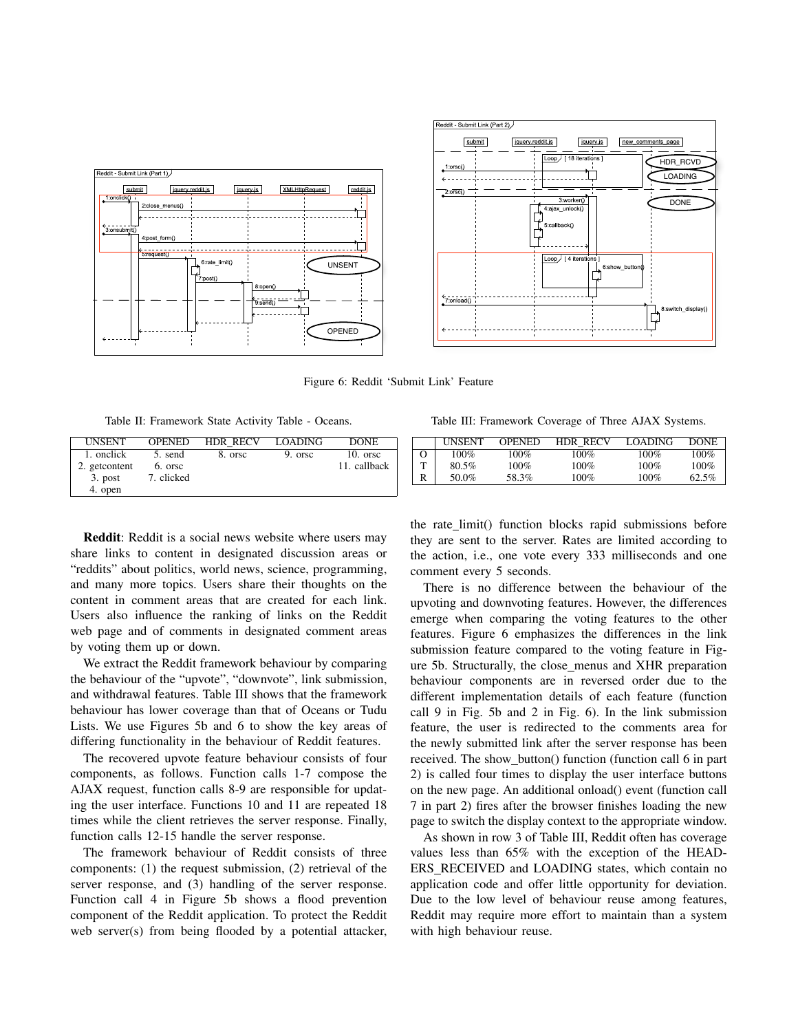Figure 6: Reddit 'Submit Link' Feature

Table II: Framework State Activity Table - Oceans.

| UNSENT | OPENED | HDR_RECV | LOADING | DONE |
|---|---|---|---|---|
| 1. onclick | 5. send | 8. orsc | 9. orsc | 10. orsc |
| 2. getcontent | 6. orsc | | | 11. callback |
| 3. post | 7. clicked | | | |
| 4. open | | | | |

Table III: Framework Coverage of Three AJAX Systems.

| | UNSENT | OPENED | HDR_RECV | LOADING | DONE |
|---|---|---|---|---|---|
| O | 100% | 100% | 100% | 100% | 100% |
| T | 80.5% | 100% | 100% | 100% | 100% |
| R | 50.0% | 58.3% | 100% | 100% | 62.5% |

**Reddit**: Reddit is a social news website where users may share links to content in designated discussion areas or "reddits" about politics, world news, science, programming, and many more topics. Users share their thoughts on the content in comment areas that are created for each link. Users also influence the ranking of links on the Reddit web page and of comments in designated comment areas by voting them up or down.

We extract the Reddit framework behaviour by comparing the behaviour of the "upvote", "downvote", link submission, and withdrawal features. Table III shows that the framework behaviour has lower coverage than that of Oceans or Tudu Lists. We use Figures 5b and 6 to show the key areas of differing functionality in the behaviour of Reddit features.

The recovered upvote feature behaviour consists of four components, as follows. Function calls 1-7 compose the AJAX request, function calls 8-9 are responsible for updating the user interface. Functions 10 and 11 are repeated 18 times while the client retrieves the server response. Finally, function calls 12-15 handle the server response.

The framework behaviour of Reddit consists of three components: (1) the request submission, (2) retrieval of the server response, and (3) handling of the server response. Function call 4 in Figure 5b shows a flood prevention component of the Reddit application. To protect the Reddit web server(s) from being flooded by a potential attacker, the rate_limit() function blocks rapid submissions before they are sent to the server. Rates are limited according to the action, i.e., one vote every 333 milliseconds and one comment every 5 seconds.

There is no difference between the behaviour of the upvoting and downvoting features. However, the differences emerge when comparing the voting features to the other features. Figure 6 emphasizes the differences in the link submission feature compared to the voting feature in Figure 5b. Structurally, the close_menus and XHR preparation behaviour components are in reversed order due to the different implementation details of each feature (function call 9 in Fig. 5b and 2 in Fig. 6). In the link submission feature, the user is redirected to the comments area for the newly submitted link after the server response has been received. The show_button() function (function call 6 in part 2) is called four times to display the user interface buttons on the new page. An additional onload() event (function call 7 in part 2) fires after the browser finishes loading the new page to switch the display context to the appropriate window.

As shown in row 3 of Table III, Reddit often has coverage values less than 65% with the exception of the HEADERS_RECEIVED and LOADING states, which contain no application code and offer little opportunity for deviation. Due to the low level of behaviour reuse among features, Reddit may require more effort to maintain than a system with high behaviour reuse.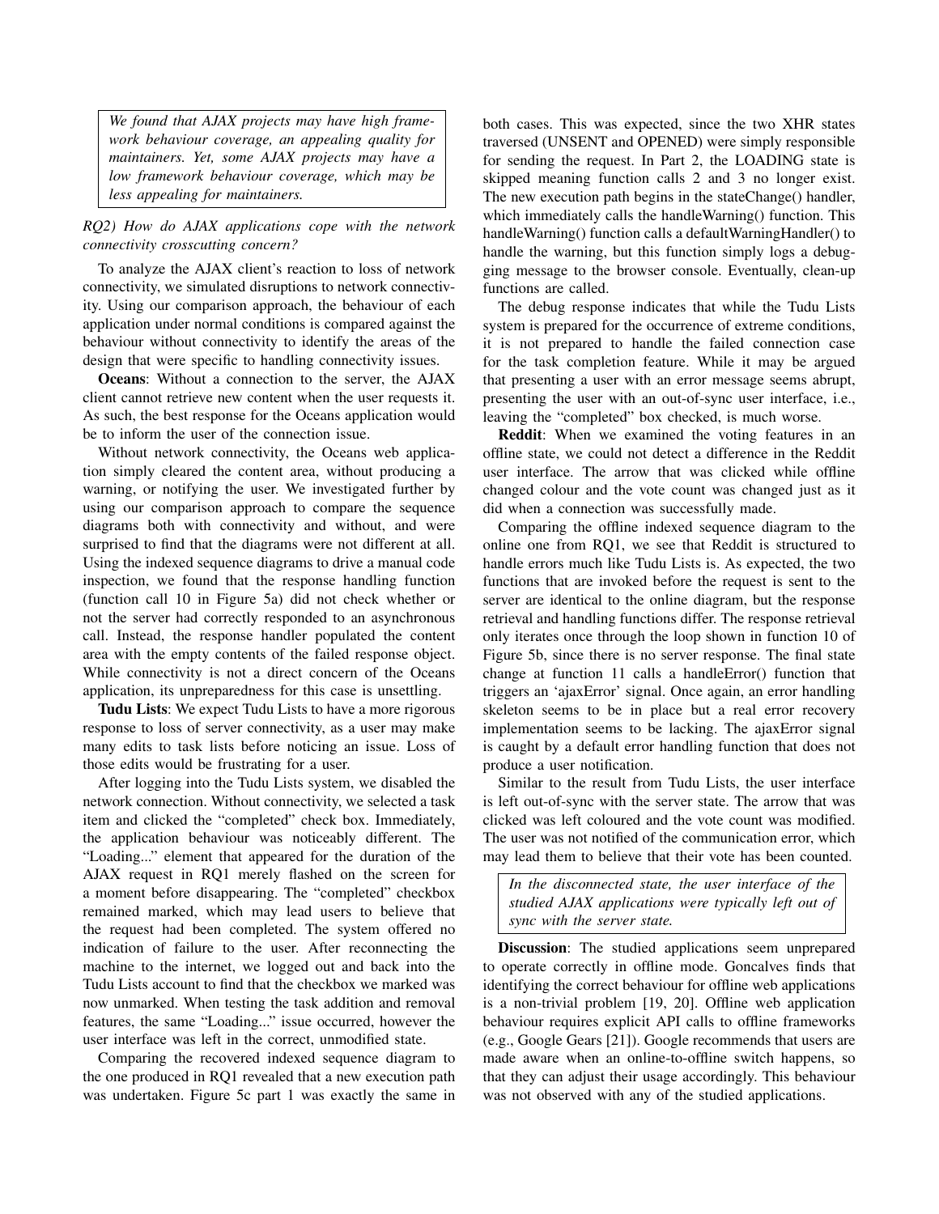*We found that AJAX projects may have high framework behaviour coverage, an appealing quality for maintainers. Yet, some AJAX projects may have a low framework behaviour coverage, which may be less appealing for maintainers.*

*RQ2) How do AJAX applications cope with the network connectivity crosscutting concern?*

To analyze the AJAX client's reaction to loss of network connectivity, we simulated disruptions to network connectivity. Using our comparison approach, the behaviour of each application under normal conditions is compared against the behaviour without connectivity to identify the areas of the design that were specific to handling connectivity issues.

**Oceans**: Without a connection to the server, the AJAX client cannot retrieve new content when the user requests it. As such, the best response for the Oceans application would be to inform the user of the connection issue.

Without network connectivity, the Oceans web application simply cleared the content area, without producing a warning, or notifying the user. We investigated further by using our comparison approach to compare the sequence diagrams both with connectivity and without, and were surprised to find that the diagrams were not different at all. Using the indexed sequence diagrams to drive a manual code inspection, we found that the response handling function (function call 10 in Figure 5a) did not check whether or not the server had correctly responded to an asynchronous call. Instead, the response handler populated the content area with the empty contents of the failed response object. While connectivity is not a direct concern of the Oceans application, its unpreparedness for this case is unsettling.

**Tudu Lists**: We expect Tudu Lists to have a more rigorous response to loss of server connectivity, as a user may make many edits to task lists before noticing an issue. Loss of those edits would be frustrating for a user.

After logging into the Tudu Lists system, we disabled the network connection. Without connectivity, we selected a task item and clicked the "completed" check box. Immediately, the application behaviour was noticeably different. The "Loading..." element that appeared for the duration of the AJAX request in RQ1 merely flashed on the screen for a moment before disappearing. The "completed" checkbox remained marked, which may lead users to believe that the request had been completed. The system offered no indication of failure to the user. After reconnecting the machine to the internet, we logged out and back into the Tudu Lists account to find that the checkbox we marked was now unmarked. When testing the task addition and removal features, the same "Loading..." issue occurred, however the user interface was left in the correct, unmodified state.

Comparing the recovered indexed sequence diagram to the one produced in RQ1 revealed that a new execution path was undertaken. Figure 5c part 1 was exactly the same in both cases. This was expected, since the two XHR states traversed (UNSENT and OPENED) were simply responsible for sending the request. In Part 2, the LOADING state is skipped meaning function calls 2 and 3 no longer exist. The new execution path begins in the stateChange() handler, which immediately calls the handleWarning() function. This handleWarning() function calls a defaultWarningHandler() to handle the warning, but this function simply logs a debugging message to the browser console. Eventually, clean-up functions are called.

The debug response indicates that while the Tudu Lists system is prepared for the occurrence of extreme conditions, it is not prepared to handle the failed connection case for the task completion feature. While it may be argued that presenting a user with an error message seems abrupt, presenting the user with an out-of-sync user interface, i.e., leaving the "completed" box checked, is much worse.

**Reddit**: When we examined the voting features in an offline state, we could not detect a difference in the Reddit user interface. The arrow that was clicked while offline changed colour and the vote count was changed just as it did when a connection was successfully made.

Comparing the offline indexed sequence diagram to the online one from RQ1, we see that Reddit is structured to handle errors much like Tudu Lists is. As expected, the two functions that are invoked before the request is sent to the server are identical to the online diagram, but the response retrieval and handling functions differ. The response retrieval only iterates once through the loop shown in function 10 of Figure 5b, since there is no server response. The final state change at function 11 calls a handleError() function that triggers an 'ajaxError' signal. Once again, an error handling skeleton seems to be in place but a real error recovery implementation seems to be lacking. The ajaxError signal is caught by a default error handling function that does not produce a user notification.

Similar to the result from Tudu Lists, the user interface is left out-of-sync with the server state. The arrow that was clicked was left coloured and the vote count was modified. The user was not notified of the communication error, which may lead them to believe that their vote has been counted.

*In the disconnected state, the user interface of the studied AJAX applications were typically left out of sync with the server state.*

**Discussion**: The studied applications seem unprepared to operate correctly in offline mode. Goncalves finds that identifying the correct behaviour for offline web applications is a non-trivial problem [19, 20]. Offline web application behaviour requires explicit API calls to offline frameworks (e.g., Google Gears [21]). Google recommends that users are made aware when an online-to-offline switch happens, so that they can adjust their usage accordingly. This behaviour was not observed with any of the studied applications.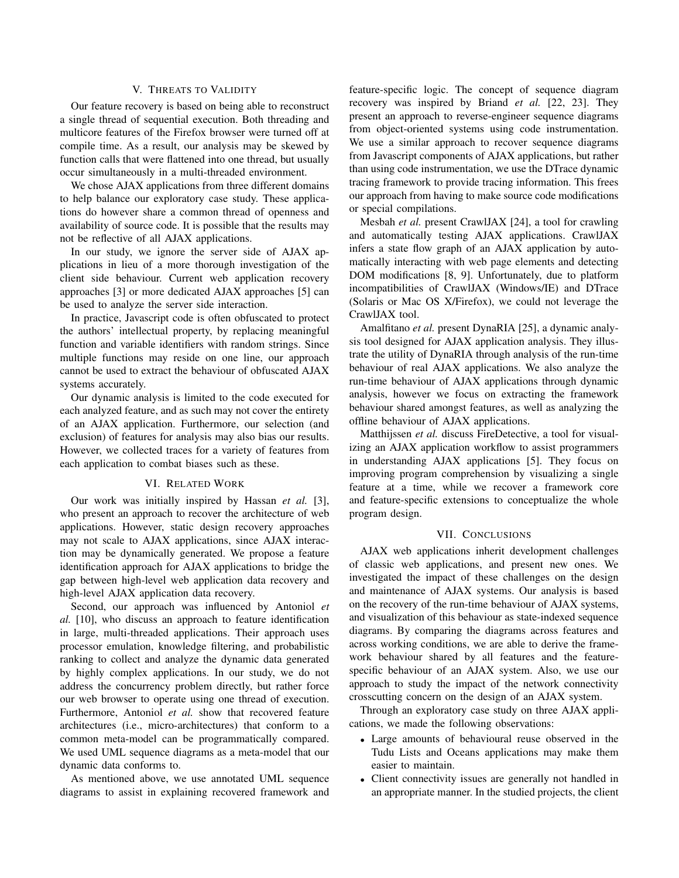## V. Threats to Validity

Our feature recovery is based on being able to reconstruct a single thread of sequential execution. Both threading and multicore features of the Firefox browser were turned off at compile time. As a result, our analysis may be skewed by function calls that were flattened into one thread, but usually occur simultaneously in a multi-threaded environment.

We chose AJAX applications from three different domains to help balance our exploratory case study. These applications do however share a common thread of openness and availability of source code. It is possible that the results may not be reflective of all AJAX applications.

In our study, we ignore the server side of AJAX applications in lieu of a more thorough investigation of the client side behaviour. Current web application recovery approaches [3] or more dedicated AJAX approaches [5] can be used to analyze the server side interaction.

In practice, Javascript code is often obfuscated to protect the authors' intellectual property, by replacing meaningful function and variable identifiers with random strings. Since multiple functions may reside on one line, our approach cannot be used to extract the behaviour of obfuscated AJAX systems accurately.

Our dynamic analysis is limited to the code executed for each analyzed feature, and as such may not cover the entirety of an AJAX application. Furthermore, our selection (and exclusion) of features for analysis may also bias our results. However, we collected traces for a variety of features from each application to combat biases such as these.

## VI. Related Work

Our work was initially inspired by Hassan *et al.* [3], who present an approach to recover the architecture of web applications. However, static design recovery approaches may not scale to AJAX applications, since AJAX interaction may be dynamically generated. We propose a feature identification approach for AJAX applications to bridge the gap between high-level web application data recovery and high-level AJAX application data recovery.

Second, our approach was influenced by Antoniol *et al.* [10], who discuss an approach to feature identification in large, multi-threaded applications. Their approach uses processor emulation, knowledge filtering, and probabilistic ranking to collect and analyze the dynamic data generated by highly complex applications. In our study, we do not address the concurrency problem directly, but rather force our web browser to operate using one thread of execution. Furthermore, Antoniol *et al.* show that recovered feature architectures (i.e., micro-architectures) that conform to a common meta-model can be programmatically compared. We used UML sequence diagrams as a meta-model that our dynamic data conforms to.

As mentioned above, we use annotated UML sequence diagrams to assist in explaining recovered framework and feature-specific logic. The concept of sequence diagram recovery was inspired by Briand *et al.* [22, 23]. They present an approach to reverse-engineer sequence diagrams from object-oriented systems using code instrumentation. We use a similar approach to recover sequence diagrams from Javascript components of AJAX applications, but rather than using code instrumentation, we use the DTrace dynamic tracing framework to provide tracing information. This frees our approach from having to make source code modifications or special compilations.

Mesbah *et al.* present CrawlJAX [24], a tool for crawling and automatically testing AJAX applications. CrawlJAX infers a state flow graph of an AJAX application by automatically interacting with web page elements and detecting DOM modifications [8, 9]. Unfortunately, due to platform incompatibilities of CrawlJAX (Windows/IE) and DTrace (Solaris or Mac OS X/Firefox), we could not leverage the CrawlJAX tool.

Amalfitano *et al.* present DynaRIA [25], a dynamic analysis tool designed for AJAX application analysis. They illustrate the utility of DynaRIA through analysis of the run-time behaviour of real AJAX applications. We also analyze the run-time behaviour of AJAX applications through dynamic analysis, however we focus on extracting the framework behaviour shared amongst features, as well as analyzing the offline behaviour of AJAX applications.

Matthijssen *et al.* discuss FireDetective, a tool for visualizing an AJAX application workflow to assist programmers in understanding AJAX applications [5]. They focus on improving program comprehension by visualizing a single feature at a time, while we recover a framework core and feature-specific extensions to conceptualize the whole program design.

## VII. Conclusions

AJAX web applications inherit development challenges of classic web applications, and present new ones. We investigated the impact of these challenges on the design and maintenance of AJAX systems. Our analysis is based on the recovery of the run-time behaviour of AJAX systems, and visualization of this behaviour as state-indexed sequence diagrams. By comparing the diagrams across features and across working conditions, we are able to derive the framework behaviour shared by all features and the feature-specific behaviour of an AJAX system. Also, we use our approach to study the impact of the network connectivity crosscutting concern on the design of an AJAX system.

Through an exploratory case study on three AJAX applications, we made the following observations:

- Large amounts of behavioural reuse observed in the Tudu Lists and Oceans applications may make them easier to maintain.
- Client connectivity issues are generally not handled in an appropriate manner. In the studied projects, the client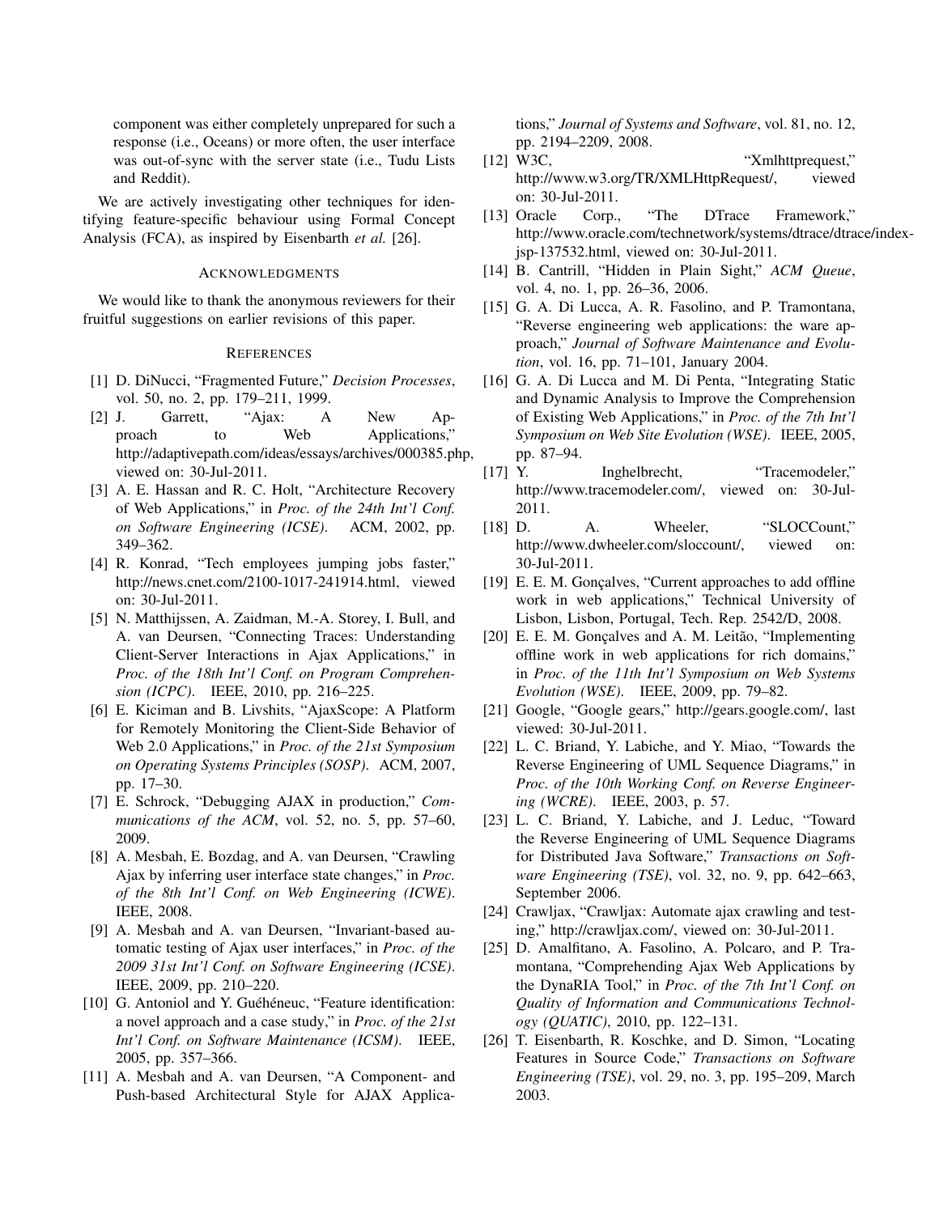component was either completely unprepared for such a response (i.e., Oceans) or more often, the user interface was out-of-sync with the server state (i.e., Tudu Lists and Reddit).

We are actively investigating other techniques for identifying feature-specific behaviour using Formal Concept Analysis (FCA), as inspired by Eisenbarth *et al.* [26].

## ACKNOWLEDGMENTS

We would like to thank the anonymous reviewers for their fruitful suggestions on earlier revisions of this paper.

## REFERENCES

[1] D. DiNucci, "Fragmented Future," *Decision Processes*, vol. 50, no. 2, pp. 179–211, 1999.

[2] J. Garrett, "Ajax: A New Approach to Web Applications," http://adaptivepath.com/ideas/essays/archives/000385.php, viewed on: 30-Jul-2011.

[3] A. E. Hassan and R. C. Holt, "Architecture Recovery of Web Applications," in *Proc. of the 24th Int'l Conf. on Software Engineering (ICSE)*. ACM, 2002, pp. 349–362.

[4] R. Konrad, "Tech employees jumping jobs faster," http://news.cnet.com/2100-1017-241914.html, viewed on: 30-Jul-2011.

[5] N. Matthijssen, A. Zaidman, M.-A. Storey, I. Bull, and A. van Deursen, "Connecting Traces: Understanding Client-Server Interactions in Ajax Applications," in *Proc. of the 18th Int'l Conf. on Program Comprehension (ICPC)*. IEEE, 2010, pp. 216–225.

[6] E. Kiciman and B. Livshits, "AjaxScope: A Platform for Remotely Monitoring the Client-Side Behavior of Web 2.0 Applications," in *Proc. of the 21st Symposium on Operating Systems Principles (SOSP)*. ACM, 2007, pp. 17–30.

[7] E. Schrock, "Debugging AJAX in production," *Communications of the ACM*, vol. 52, no. 5, pp. 57–60, 2009.

[8] A. Mesbah, E. Bozdag, and A. van Deursen, "Crawling Ajax by inferring user interface state changes," in *Proc. of the 8th Int'l Conf. on Web Engineering (ICWE)*. IEEE, 2008.

[9] A. Mesbah and A. van Deursen, "Invariant-based automatic testing of Ajax user interfaces," in *Proc. of the 2009 31st Int'l Conf. on Software Engineering (ICSE)*. IEEE, 2009, pp. 210–220.

[10] G. Antoniol and Y. Guéhéneuc, "Feature identification: a novel approach and a case study," in *Proc. of the 21st Int'l Conf. on Software Maintenance (ICSM)*. IEEE, 2005, pp. 357–366.

[11] A. Mesbah and A. van Deursen, "A Component- and Push-based Architectural Style for AJAX Applications," *Journal of Systems and Software*, vol. 81, no. 12, pp. 2194–2209, 2008.

[12] W3C, "Xmlhttprequest," http://www.w3.org/TR/XMLHttpRequest/, viewed on: 30-Jul-2011.

[13] Oracle Corp., "The DTrace Framework," http://www.oracle.com/technetwork/systems/dtrace/dtrace/index-jsp-137532.html, viewed on: 30-Jul-2011.

[14] B. Cantrill, "Hidden in Plain Sight," *ACM Queue*, vol. 4, no. 1, pp. 26–36, 2006.

[15] G. A. Di Lucca, A. R. Fasolino, and P. Tramontana, "Reverse engineering web applications: the ware approach," *Journal of Software Maintenance and Evolution*, vol. 16, pp. 71–101, January 2004.

[16] G. A. Di Lucca and M. Di Penta, "Integrating Static and Dynamic Analysis to Improve the Comprehension of Existing Web Applications," in *Proc. of the 7th Int'l Symposium on Web Site Evolution (WSE)*. IEEE, 2005, pp. 87–94.

[17] Y. Inghelbrecht, "Tracemodeler," http://www.tracemodeler.com/, viewed on: 30-Jul-2011.

[18] D. A. Wheeler, "SLOCCount," http://www.dwheeler.com/sloccount/, viewed on: 30-Jul-2011.

[19] E. E. M. Gonçalves, "Current approaches to add offline work in web applications," Technical University of Lisbon, Lisbon, Portugal, Tech. Rep. 2542/D, 2008.

[20] E. E. M. Gonçalves and A. M. Leitão, "Implementing offline work in web applications for rich domains," in *Proc. of the 11th Int'l Symposium on Web Systems Evolution (WSE)*. IEEE, 2009, pp. 79–82.

[21] Google, "Google gears," http://gears.google.com/, last viewed: 30-Jul-2011.

[22] L. C. Briand, Y. Labiche, and Y. Miao, "Towards the Reverse Engineering of UML Sequence Diagrams," in *Proc. of the 10th Working Conf. on Reverse Engineering (WCRE)*. IEEE, 2003, p. 57.

[23] L. C. Briand, Y. Labiche, and J. Leduc, "Toward the Reverse Engineering of UML Sequence Diagrams for Distributed Java Software," *Transactions on Software Engineering (TSE)*, vol. 32, no. 9, pp. 642–663, September 2006.

[24] Crawljax, "Crawljax: Automate ajax crawling and testing," http://crawljax.com/, viewed on: 30-Jul-2011.

[25] D. Amalfitano, A. Fasolino, A. Polcaro, and P. Tramontana, "Comprehending Ajax Web Applications by the DynaRIA Tool," in *Proc. of the 7th Int'l Conf. on Quality of Information and Communications Technology (QUATIC)*, 2010, pp. 122–131.

[26] T. Eisenbarth, R. Koschke, and D. Simon, "Locating Features in Source Code," *Transactions on Software Engineering (TSE)*, vol. 29, no. 3, pp. 195–209, March 2003.